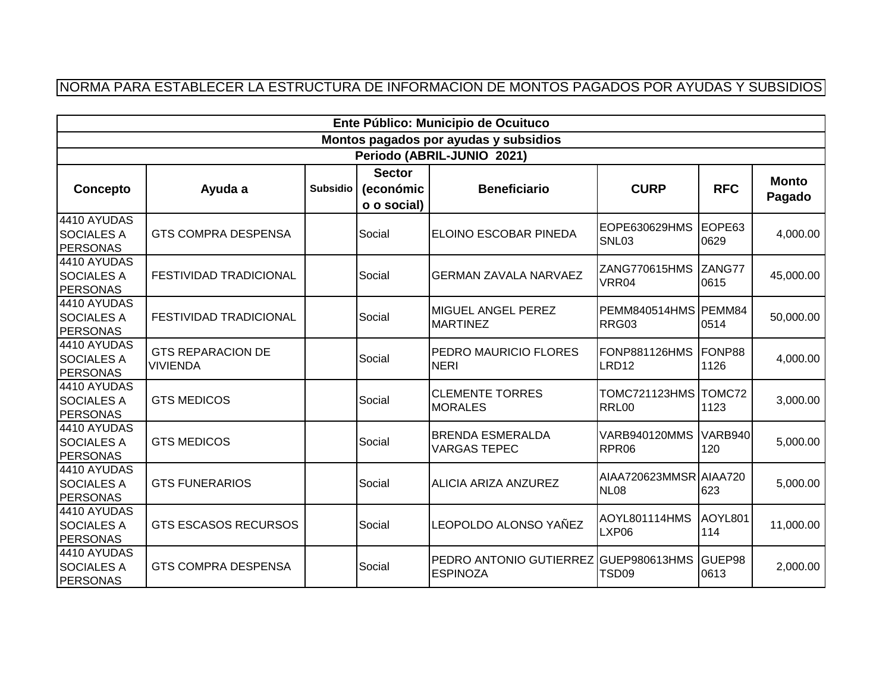NORMA PARA ESTABLECER LA ESTRUCTURA DE INFORMACION DE MONTOS PAGADOS POR AYUDAS Y SUBSIDIOS

| Ente Público: Municipio de Ocuituco | | | | | | | |
|---|---|---|---|---|---|---|---|
| **Montos pagados por ayudas y subsidios** | | | | | | | |
| **Periodo (ABRIL-JUNIO 2021)** | | | | | | | |
| **Concepto** | **Ayuda a** | **Subsidio** | **Sector (económico o social)** | **Beneficiario** | **CURP** | **RFC** | **Monto Pagado** |
| 4410 AYUDAS SOCIALES A PERSONAS | GTS COMPRA DESPENSA | | Social | ELOINO ESCOBAR PINEDA | EOPE630629HMSSNL03 | EOPE630629 | 4,000.00 |
| 4410 AYUDAS SOCIALES A PERSONAS | FESTIVIDAD TRADICIONAL | | Social | GERMAN ZAVALA NARVAEZ | ZANG770615HMSVRR04 | ZANG770615 | 45,000.00 |
| 4410 AYUDAS SOCIALES A PERSONAS | FESTIVIDAD TRADICIONAL | | Social | MIGUEL ANGEL PEREZ MARTINEZ | PEMM840514HMSRRG03 | PEMM840514 | 50,000.00 |
| 4410 AYUDAS SOCIALES A PERSONAS | GTS REPARACION DE VIVIENDA | | Social | PEDRO MAURICIO FLORES NERI | FONP881126HMSLRD12 | FONP881126 | 4,000.00 |
| 4410 AYUDAS SOCIALES A PERSONAS | GTS MEDICOS | | Social | CLEMENTE TORRES MORALES | TOMC721123HMSRRL00 | TOMC721123 | 3,000.00 |
| 4410 AYUDAS SOCIALES A PERSONAS | GTS MEDICOS | | Social | BRENDA ESMERALDA VARGAS TEPEC | VARB940120MMSRPR06 | VARB940120 | 5,000.00 |
| 4410 AYUDAS SOCIALES A PERSONAS | GTS FUNERARIOS | | Social | ALICIA ARIZA ANZUREZ | AIAA720623MMSRNL08 | AIAA720623 | 5,000.00 |
| 4410 AYUDAS SOCIALES A PERSONAS | GTS ESCASOS RECURSOS | | Social | LEOPOLDO ALONSO YAÑEZ | AOYL801114HMSLXP06 | AOYL801114 | 11,000.00 |
| 4410 AYUDAS SOCIALES A PERSONAS | GTS COMPRA DESPENSA | | Social | PEDRO ANTONIO GUTIERREZ ESPINOZA | GUEP980613HMSTSD09 | GUEP980613 | 2,000.00 |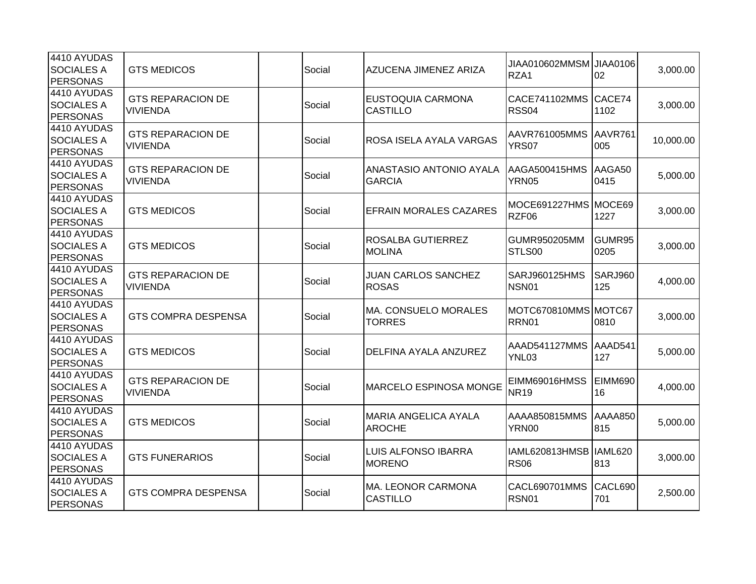| | | | | | | | |
|---|---|---|---|---|---|---|---|
| 4410 AYUDAS SOCIALES A PERSONAS | GTS MEDICOS | | Social | AZUCENA JIMENEZ ARIZA | JIAA010602MMSMRZA1 | JIAA010602 | 3,000.00 |
| 4410 AYUDAS SOCIALES A PERSONAS | GTS REPARACION DE VIVIENDA | | Social | EUSTOQUIA CARMONA CASTILLO | CACE741102MMSRSS04 | CACE741102 | 3,000.00 |
| 4410 AYUDAS SOCIALES A PERSONAS | GTS REPARACION DE VIVIENDA | | Social | ROSA ISELA AYALA VARGAS | AAVR761005MMSYRS07 | AAVR761005 | 10,000.00 |
| 4410 AYUDAS SOCIALES A PERSONAS | GTS REPARACION DE VIVIENDA | | Social | ANASTASIO ANTONIO AYALA GARCIA | AAGA500415HMSYRN05 | AAGA500415 | 5,000.00 |
| 4410 AYUDAS SOCIALES A PERSONAS | GTS MEDICOS | | Social | EFRAIN MORALES CAZARES | MOCE691227HMSRZF06 | MOCE691227 | 3,000.00 |
| 4410 AYUDAS SOCIALES A PERSONAS | GTS MEDICOS | | Social | ROSALBA GUTIERREZ MOLINA | GUMR950205MMSTLS00 | GUMR950205 | 3,000.00 |
| 4410 AYUDAS SOCIALES A PERSONAS | GTS REPARACION DE VIVIENDA | | Social | JUAN CARLOS SANCHEZ ROSAS | SARJ960125HMSNSN01 | SARJ960125 | 4,000.00 |
| 4410 AYUDAS SOCIALES A PERSONAS | GTS COMPRA DESPENSA | | Social | MA. CONSUELO MORALES TORRES | MOTC670810MMSRRN01 | MOTC670810 | 3,000.00 |
| 4410 AYUDAS SOCIALES A PERSONAS | GTS MEDICOS | | Social | DELFINA AYALA ANZUREZ | AAAD541127MMSYNL03 | AAAD541127 | 5,000.00 |
| 4410 AYUDAS SOCIALES A PERSONAS | GTS REPARACION DE VIVIENDA | | Social | MARCELO ESPINOSA MONGE | EIMM69016HMSSNR19 | EIMM69016 | 4,000.00 |
| 4410 AYUDAS SOCIALES A PERSONAS | GTS MEDICOS | | Social | MARIA ANGELICA AYALA AROCHE | AAAA850815MMSYRN00 | AAAA850815 | 5,000.00 |
| 4410 AYUDAS SOCIALES A PERSONAS | GTS FUNERARIOS | | Social | LUIS ALFONSO IBARRA MORENO | IAML620813HMSBRS06 | IAML620813 | 3,000.00 |
| 4410 AYUDAS SOCIALES A PERSONAS | GTS COMPRA DESPENSA | | Social | MA. LEONOR CARMONA CASTILLO | CACL690701MMSRSN01 | CACL690701 | 2,500.00 |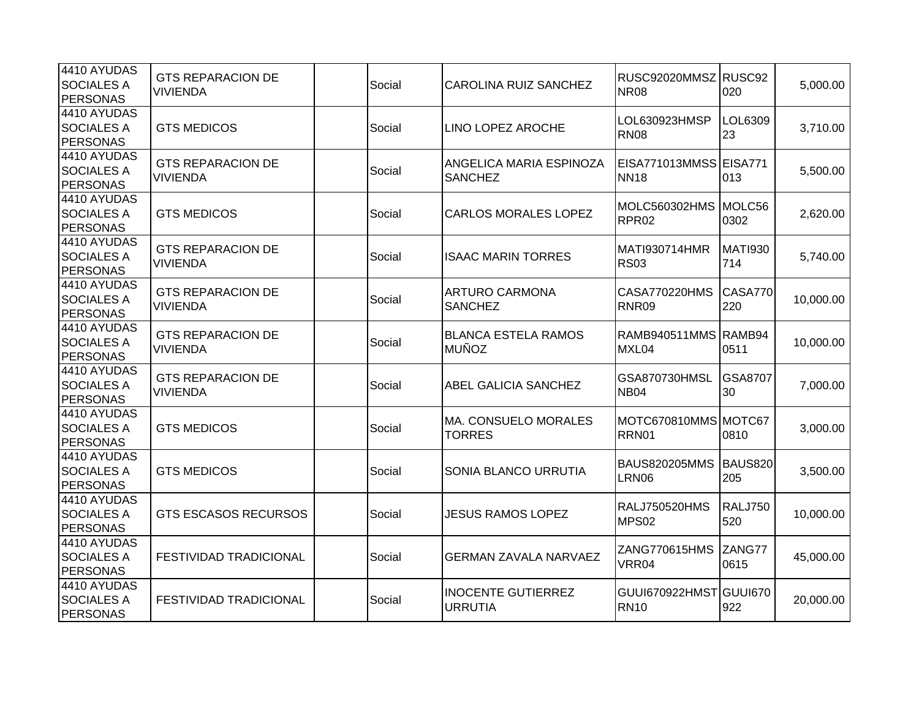| | | | | | | | |
|---|---|---|---|---|---|---|---|
| 4410 AYUDAS SOCIALES A PERSONAS | GTS REPARACION DE VIVIENDA | | Social | CAROLINA RUIZ SANCHEZ | RUSC92020MMSZNR08 | RUSC92020 | 5,000.00 |
| 4410 AYUDAS SOCIALES A PERSONAS | GTS MEDICOS | | Social | LINO LOPEZ AROCHE | LOL630923HMSPRN08 | LOL630923 | 3,710.00 |
| 4410 AYUDAS SOCIALES A PERSONAS | GTS REPARACION DE VIVIENDA | | Social | ANGELICA MARIA ESPINOZA SANCHEZ | EISA771013MMSSNN18 | EISA771013 | 5,500.00 |
| 4410 AYUDAS SOCIALES A PERSONAS | GTS MEDICOS | | Social | CARLOS MORALES LOPEZ | MOLC560302HMSRPR02 | MOLC560302 | 2,620.00 |
| 4410 AYUDAS SOCIALES A PERSONAS | GTS REPARACION DE VIVIENDA | | Social | ISAAC MARIN TORRES | MATI930714HMRRS03 | MATI930714 | 5,740.00 |
| 4410 AYUDAS SOCIALES A PERSONAS | GTS REPARACION DE VIVIENDA | | Social | ARTURO CARMONA SANCHEZ | CASA770220HMSRNR09 | CASA770220 | 10,000.00 |
| 4410 AYUDAS SOCIALES A PERSONAS | GTS REPARACION DE VIVIENDA | | Social | BLANCA ESTELA RAMOS MUÑOZ | RAMB940511MMSMXL04 | RAMB940511 | 10,000.00 |
| 4410 AYUDAS SOCIALES A PERSONAS | GTS REPARACION DE VIVIENDA | | Social | ABEL GALICIA SANCHEZ | GSA870730HMSLNB04 | GSA870730 | 7,000.00 |
| 4410 AYUDAS SOCIALES A PERSONAS | GTS MEDICOS | | Social | MA. CONSUELO MORALES TORRES | MOTC670810MMSRRN01 | MOTC670810 | 3,000.00 |
| 4410 AYUDAS SOCIALES A PERSONAS | GTS MEDICOS | | Social | SONIA BLANCO URRUTIA | BAUS820205MMSLRN06 | BAUS820205 | 3,500.00 |
| 4410 AYUDAS SOCIALES A PERSONAS | GTS ESCASOS RECURSOS | | Social | JESUS RAMOS LOPEZ | RALJ750520HMSMPS02 | RALJ750520 | 10,000.00 |
| 4410 AYUDAS SOCIALES A PERSONAS | FESTIVIDAD TRADICIONAL | | Social | GERMAN ZAVALA NARVAEZ | ZANG770615HMSVRR04 | ZANG770615 | 45,000.00 |
| 4410 AYUDAS SOCIALES A PERSONAS | FESTIVIDAD TRADICIONAL | | Social | INOCENTE GUTIERREZ URRUTIA | GUUI670922HMSTRN10 | GUUI670922 | 20,000.00 |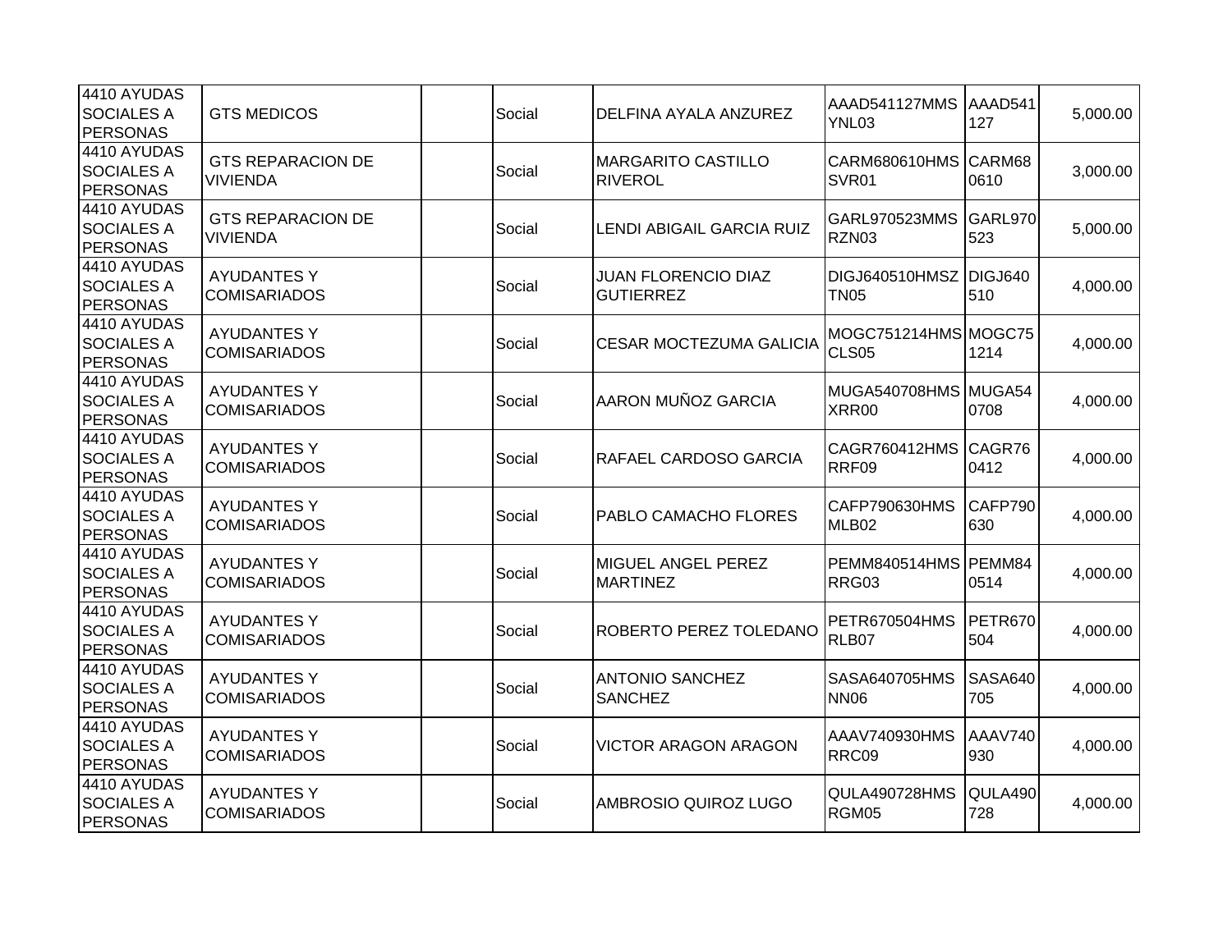| | | | | | | | |
|---|---|---|---|---|---|---|---|
| 4410 AYUDAS SOCIALES A PERSONAS | GTS MEDICOS | | Social | DELFINA AYALA ANZUREZ | AAAD541127MMSYNL03 | AAAD541127 | 5,000.00 |
| 4410 AYUDAS SOCIALES A PERSONAS | GTS REPARACION DE VIVIENDA | | Social | MARGARITO CASTILLO RIVEROL | CARM680610HMSSVR01 | CARM680610 | 3,000.00 |
| 4410 AYUDAS SOCIALES A PERSONAS | GTS REPARACION DE VIVIENDA | | Social | LENDI ABIGAIL GARCIA RUIZ | GARL970523MMSRZN03 | GARL970523 | 5,000.00 |
| 4410 AYUDAS SOCIALES A PERSONAS | AYUDANTES Y COMISARIADOS | | Social | JUAN FLORENCIO DIAZ GUTIERREZ | DIGJ640510HMSZTN05 | DIGJ640510 | 4,000.00 |
| 4410 AYUDAS SOCIALES A PERSONAS | AYUDANTES Y COMISARIADOS | | Social | CESAR MOCTEZUMA GALICIA | MOGC751214HMSCLS05 | MOGC751214 | 4,000.00 |
| 4410 AYUDAS SOCIALES A PERSONAS | AYUDANTES Y COMISARIADOS | | Social | AARON MUÑOZ GARCIA | MUGA540708HMSXRR00 | MUGA540708 | 4,000.00 |
| 4410 AYUDAS SOCIALES A PERSONAS | AYUDANTES Y COMISARIADOS | | Social | RAFAEL CARDOSO GARCIA | CAGR760412HMSRRF09 | CAGR760412 | 4,000.00 |
| 4410 AYUDAS SOCIALES A PERSONAS | AYUDANTES Y COMISARIADOS | | Social | PABLO CAMACHO FLORES | CAFP790630HMSMLB02 | CAFP790630 | 4,000.00 |
| 4410 AYUDAS SOCIALES A PERSONAS | AYUDANTES Y COMISARIADOS | | Social | MIGUEL ANGEL PEREZ MARTINEZ | PEMM840514HMSRRG03 | PEMM840514 | 4,000.00 |
| 4410 AYUDAS SOCIALES A PERSONAS | AYUDANTES Y COMISARIADOS | | Social | ROBERTO PEREZ TOLEDANO | PETR670504HMSRLB07 | PETR670504 | 4,000.00 |
| 4410 AYUDAS SOCIALES A PERSONAS | AYUDANTES Y COMISARIADOS | | Social | ANTONIO SANCHEZ SANCHEZ | SASA640705HMSNN06 | SASA640705 | 4,000.00 |
| 4410 AYUDAS SOCIALES A PERSONAS | AYUDANTES Y COMISARIADOS | | Social | VICTOR ARAGON ARAGON | AAAV740930HMSRRC09 | AAAV740930 | 4,000.00 |
| 4410 AYUDAS SOCIALES A PERSONAS | AYUDANTES Y COMISARIADOS | | Social | AMBROSIO QUIROZ LUGO | QULA490728HMSRGM05 | QULA490728 | 4,000.00 |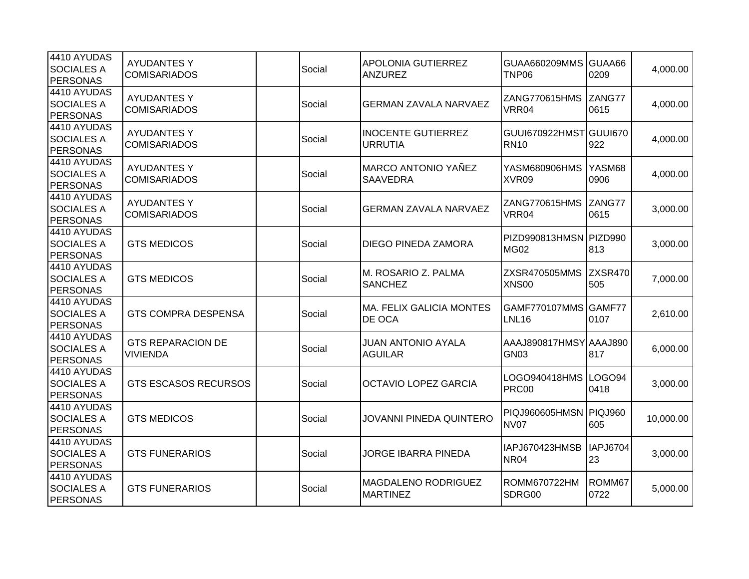| | | | | | | | |
|---|---|---|---|---|---|---|---|
| 4410 AYUDAS SOCIALES A PERSONAS | AYUDANTES Y COMISARIADOS | | Social | APOLONIA GUTIERREZ ANZUREZ | GUAA660209MMSTNP06 | GUAA660209 | 4,000.00 |
| 4410 AYUDAS SOCIALES A PERSONAS | AYUDANTES Y COMISARIADOS | | Social | GERMAN ZAVALA NARVAEZ | ZANG770615HMSVRR04 | ZANG770615 | 4,000.00 |
| 4410 AYUDAS SOCIALES A PERSONAS | AYUDANTES Y COMISARIADOS | | Social | INOCENTE GUTIERREZ URRUTIA | GUUI670922HMSTRN10 | GUUI670922 | 4,000.00 |
| 4410 AYUDAS SOCIALES A PERSONAS | AYUDANTES Y COMISARIADOS | | Social | MARCO ANTONIO YAÑEZ SAAVEDRA | YASM680906HMSXVR09 | YASM680906 | 4,000.00 |
| 4410 AYUDAS SOCIALES A PERSONAS | AYUDANTES Y COMISARIADOS | | Social | GERMAN ZAVALA NARVAEZ | ZANG770615HMSVRR04 | ZANG770615 | 3,000.00 |
| 4410 AYUDAS SOCIALES A PERSONAS | GTS MEDICOS | | Social | DIEGO PINEDA ZAMORA | PIZD990813HMSNMG02 | PIZD990813 | 3,000.00 |
| 4410 AYUDAS SOCIALES A PERSONAS | GTS MEDICOS | | Social | M. ROSARIO Z. PALMA SANCHEZ | ZXSR470505MMSXNS00 | ZXSR470505 | 7,000.00 |
| 4410 AYUDAS SOCIALES A PERSONAS | GTS COMPRA DESPENSA | | Social | MA. FELIX GALICIA MONTES DE OCA | GAMF770107MMSLNL16 | GAMF770107 | 2,610.00 |
| 4410 AYUDAS SOCIALES A PERSONAS | GTS REPARACION DE VIVIENDA | | Social | JUAN ANTONIO AYALA AGUILAR | AAAJ890817HMSYGN03 | AAAJ890817 | 6,000.00 |
| 4410 AYUDAS SOCIALES A PERSONAS | GTS ESCASOS RECURSOS | | Social | OCTAVIO LOPEZ GARCIA | LOGO940418HMSPRC00 | LOGO940418 | 3,000.00 |
| 4410 AYUDAS SOCIALES A PERSONAS | GTS MEDICOS | | Social | JOVANNI PINEDA QUINTERO | PIQJ960605HMSNNV07 | PIQJ960605 | 10,000.00 |
| 4410 AYUDAS SOCIALES A PERSONAS | GTS FUNERARIOS | | Social | JORGE IBARRA PINEDA | IAPJ670423HMSBNR04 | IAPJ670423 | 3,000.00 |
| 4410 AYUDAS SOCIALES A PERSONAS | GTS FUNERARIOS | | Social | MAGDALENO RODRIGUEZ MARTINEZ | ROMM670722HMSDRG00 | ROMM670722 | 5,000.00 |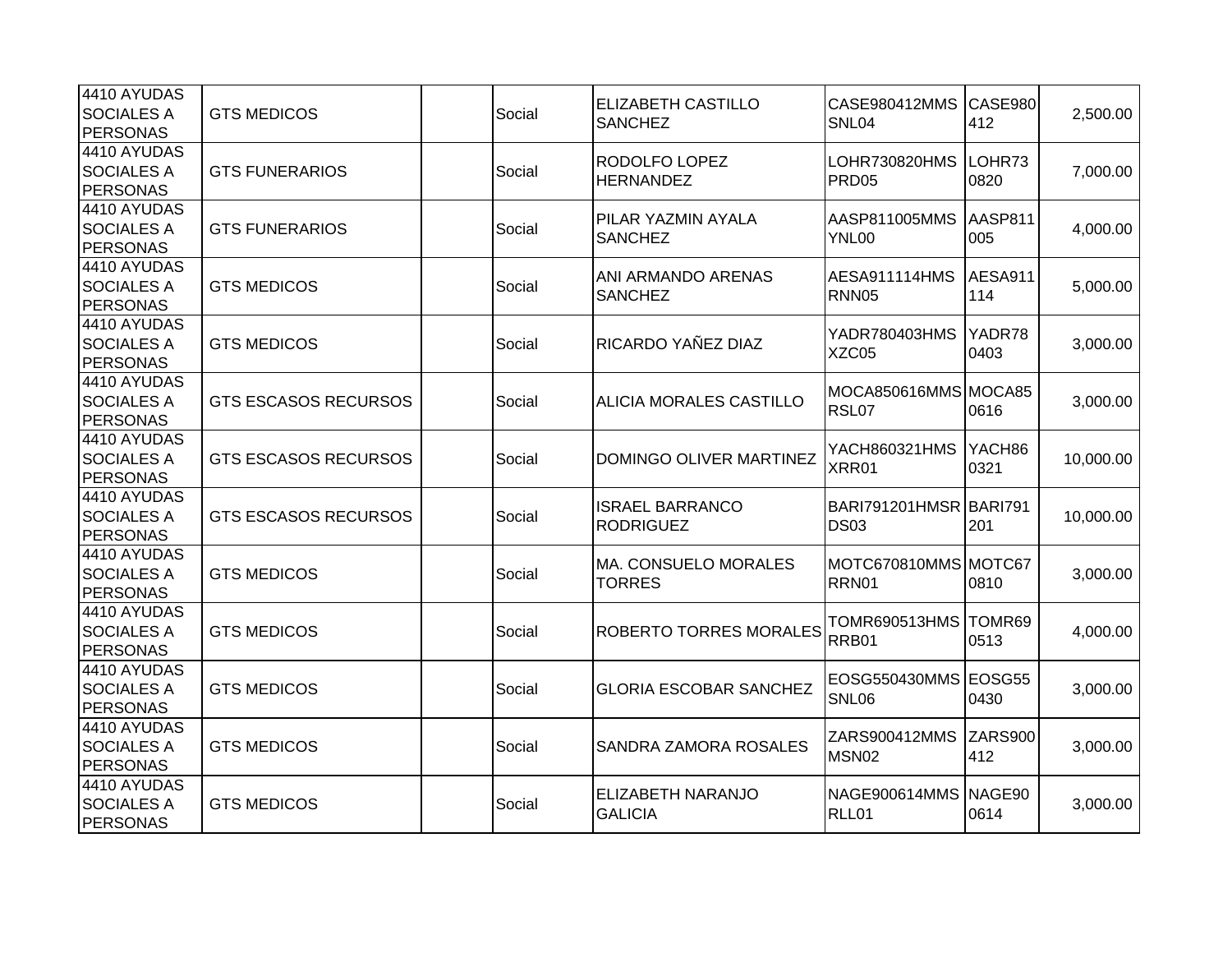| | | | | | | | |
|---|---|---|---|---|---|---|---|
| 4410 AYUDAS SOCIALES A PERSONAS | GTS MEDICOS | | Social | ELIZABETH CASTILLO SANCHEZ | CASE980412MMSSNL04 | CASE980412 | 2,500.00 |
| 4410 AYUDAS SOCIALES A PERSONAS | GTS FUNERARIOS | | Social | RODOLFO LOPEZ HERNANDEZ | LOHR730820HMSPRD05 | LOHR730820 | 7,000.00 |
| 4410 AYUDAS SOCIALES A PERSONAS | GTS FUNERARIOS | | Social | PILAR YAZMIN AYALA SANCHEZ | AASP811005MMSYNL00 | AASP811005 | 4,000.00 |
| 4410 AYUDAS SOCIALES A PERSONAS | GTS MEDICOS | | Social | ANI ARMANDO ARENAS SANCHEZ | AESA911114HMSRNN05 | AESA911114 | 5,000.00 |
| 4410 AYUDAS SOCIALES A PERSONAS | GTS MEDICOS | | Social | RICARDO YAÑEZ DIAZ | YADR780403HMSXZC05 | YADR780403 | 3,000.00 |
| 4410 AYUDAS SOCIALES A PERSONAS | GTS ESCASOS RECURSOS | | Social | ALICIA MORALES CASTILLO | MOCA850616MMSRSL07 | MOCA850616 | 3,000.00 |
| 4410 AYUDAS SOCIALES A PERSONAS | GTS ESCASOS RECURSOS | | Social | DOMINGO OLIVER MARTINEZ | YACH860321HMSXRR01 | YACH860321 | 10,000.00 |
| 4410 AYUDAS SOCIALES A PERSONAS | GTS ESCASOS RECURSOS | | Social | ISRAEL BARRANCO RODRIGUEZ | BARI791201HMSRDS03 | BARI791201 | 10,000.00 |
| 4410 AYUDAS SOCIALES A PERSONAS | GTS MEDICOS | | Social | MA. CONSUELO MORALES TORRES | MOTC670810MMSRRN01 | MOTC670810 | 3,000.00 |
| 4410 AYUDAS SOCIALES A PERSONAS | GTS MEDICOS | | Social | ROBERTO TORRES MORALES | TOMR690513HMSRRB01 | TOMR690513 | 4,000.00 |
| 4410 AYUDAS SOCIALES A PERSONAS | GTS MEDICOS | | Social | GLORIA ESCOBAR SANCHEZ | EOSG550430MMSSNL06 | EOSG550430 | 3,000.00 |
| 4410 AYUDAS SOCIALES A PERSONAS | GTS MEDICOS | | Social | SANDRA ZAMORA ROSALES | ZARS900412MMSMSN02 | ZARS900412 | 3,000.00 |
| 4410 AYUDAS SOCIALES A PERSONAS | GTS MEDICOS | | Social | ELIZABETH NARANJO GALICIA | NAGE900614MMSRLL01 | NAGE900614 | 3,000.00 |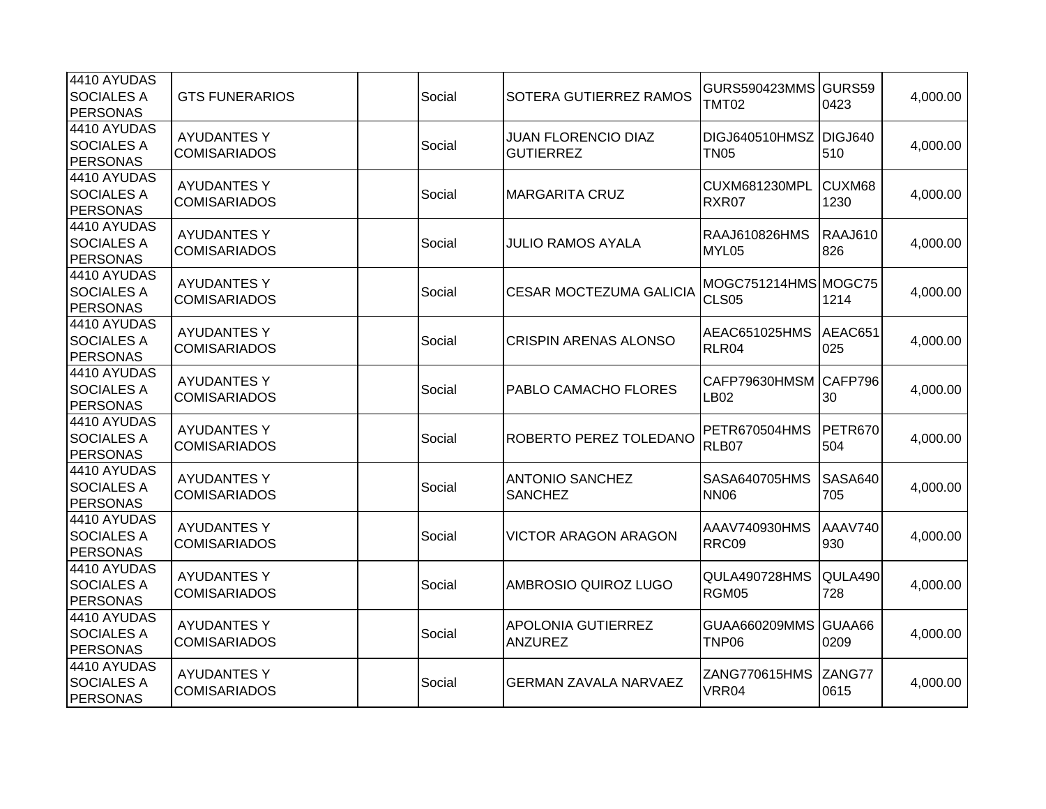| | | | | | | | |
|---|---|---|---|---|---|---|---|
| 4410 AYUDAS SOCIALES A PERSONAS | GTS FUNERARIOS | | Social | SOTERA GUTIERREZ RAMOS | GURS590423MMSTMT02 | GURS590423 | 4,000.00 |
| 4410 AYUDAS SOCIALES A PERSONAS | AYUDANTES Y COMISARIADOS | | Social | JUAN FLORENCIO DIAZ GUTIERREZ | DIGJ640510HMSZTN05 | DIGJ640510 | 4,000.00 |
| 4410 AYUDAS SOCIALES A PERSONAS | AYUDANTES Y COMISARIADOS | | Social | MARGARITA CRUZ | CUXM681230MPLRXR07 | CUXM681230 | 4,000.00 |
| 4410 AYUDAS SOCIALES A PERSONAS | AYUDANTES Y COMISARIADOS | | Social | JULIO RAMOS AYALA | RAAJ610826HMSMYL05 | RAAJ610826 | 4,000.00 |
| 4410 AYUDAS SOCIALES A PERSONAS | AYUDANTES Y COMISARIADOS | | Social | CESAR MOCTEZUMA GALICIA | MOGC751214HMSCLS05 | MOGC751214 | 4,000.00 |
| 4410 AYUDAS SOCIALES A PERSONAS | AYUDANTES Y COMISARIADOS | | Social | CRISPIN ARENAS ALONSO | AEAC651025HMSRLR04 | AEAC651025 | 4,000.00 |
| 4410 AYUDAS SOCIALES A PERSONAS | AYUDANTES Y COMISARIADOS | | Social | PABLO CAMACHO FLORES | CAFP79630HMSMLB02 | CAFP79630 | 4,000.00 |
| 4410 AYUDAS SOCIALES A PERSONAS | AYUDANTES Y COMISARIADOS | | Social | ROBERTO PEREZ TOLEDANO | PETR670504HMSRLB07 | PETR670504 | 4,000.00 |
| 4410 AYUDAS SOCIALES A PERSONAS | AYUDANTES Y COMISARIADOS | | Social | ANTONIO SANCHEZ SANCHEZ | SASA640705HMSNN06 | SASA640705 | 4,000.00 |
| 4410 AYUDAS SOCIALES A PERSONAS | AYUDANTES Y COMISARIADOS | | Social | VICTOR ARAGON ARAGON | AAAV740930HMSRRC09 | AAAV740930 | 4,000.00 |
| 4410 AYUDAS SOCIALES A PERSONAS | AYUDANTES Y COMISARIADOS | | Social | AMBROSIO QUIROZ LUGO | QULA490728HMSRGM05 | QULA490728 | 4,000.00 |
| 4410 AYUDAS SOCIALES A PERSONAS | AYUDANTES Y COMISARIADOS | | Social | APOLONIA GUTIERREZ ANZUREZ | GUAA660209MMSTNP06 | GUAA660209 | 4,000.00 |
| 4410 AYUDAS SOCIALES A PERSONAS | AYUDANTES Y COMISARIADOS | | Social | GERMAN ZAVALA NARVAEZ | ZANG770615HMSVRR04 | ZANG770615 | 4,000.00 |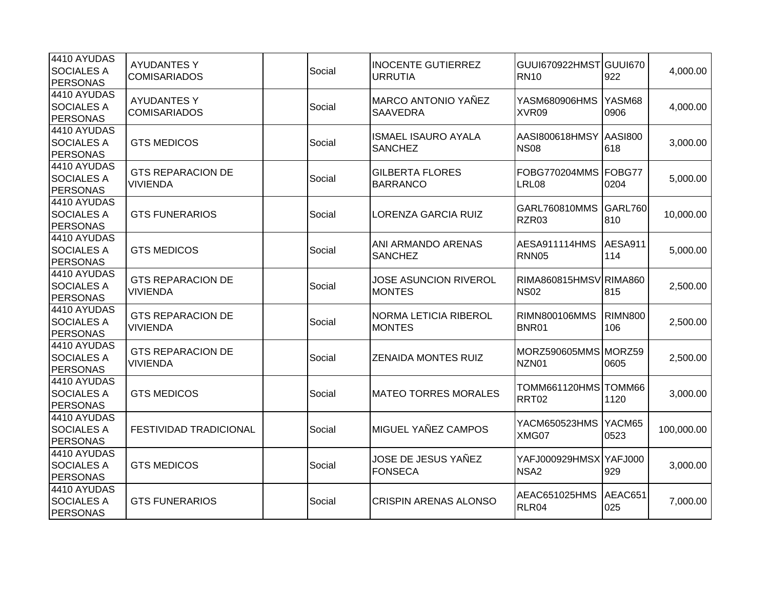| 4410 AYUDAS SOCIALES A PERSONAS | AYUDANTES Y COMISARIADOS | | Social | INOCENTE GUTIERREZ URRUTIA | GUUI670922HMSTRN10 | GUUI670922 | 4,000.00 |
|---|---|---|---|---|---|---|---|
| 4410 AYUDAS SOCIALES A PERSONAS | AYUDANTES Y COMISARIADOS | | Social | MARCO ANTONIO YAÑEZ SAAVEDRA | YASM680906HMSXVR09 | YASM680906 | 4,000.00 |
| 4410 AYUDAS SOCIALES A PERSONAS | GTS MEDICOS | | Social | ISMAEL ISAURO AYALA SANCHEZ | AASI800618HMSYNS08 | AASI800618 | 3,000.00 |
| 4410 AYUDAS SOCIALES A PERSONAS | GTS REPARACION DE VIVIENDA | | Social | GILBERTA FLORES BARRANCO | FOBG770204MMSLRL08 | FOBG770204 | 5,000.00 |
| 4410 AYUDAS SOCIALES A PERSONAS | GTS FUNERARIOS | | Social | LORENZA GARCIA RUIZ | GARL760810MMSRZR03 | GARL760810 | 10,000.00 |
| 4410 AYUDAS SOCIALES A PERSONAS | GTS MEDICOS | | Social | ANI ARMANDO ARENAS SANCHEZ | AESA911114HMSRNN05 | AESA911114 | 5,000.00 |
| 4410 AYUDAS SOCIALES A PERSONAS | GTS REPARACION DE VIVIENDA | | Social | JOSE ASUNCION RIVEROL MONTES | RIMA860815HMSVNS02 | RIMA860815 | 2,500.00 |
| 4410 AYUDAS SOCIALES A PERSONAS | GTS REPARACION DE VIVIENDA | | Social | NORMA LETICIA RIBEROL MONTES | RIMN800106MMSBNR01 | RIMN800106 | 2,500.00 |
| 4410 AYUDAS SOCIALES A PERSONAS | GTS REPARACION DE VIVIENDA | | Social | ZENAIDA MONTES RUIZ | MORZ590605MMSNZN01 | MORZ590605 | 2,500.00 |
| 4410 AYUDAS SOCIALES A PERSONAS | GTS MEDICOS | | Social | MATEO TORRES MORALES | TOMM661120HMSRRT02 | TOMM661120 | 3,000.00 |
| 4410 AYUDAS SOCIALES A PERSONAS | FESTIVIDAD TRADICIONAL | | Social | MIGUEL YAÑEZ CAMPOS | YACM650523HMSXMG07 | YACM650523 | 100,000.00 |
| 4410 AYUDAS SOCIALES A PERSONAS | GTS MEDICOS | | Social | JOSE DE JESUS YAÑEZ FONSECA | YAFJ000929HMSXNSA2 | YAFJ000929 | 3,000.00 |
| 4410 AYUDAS SOCIALES A PERSONAS | GTS FUNERARIOS | | Social | CRISPIN ARENAS ALONSO | AEAC651025HMSRLR04 | AEAC651025 | 7,000.00 |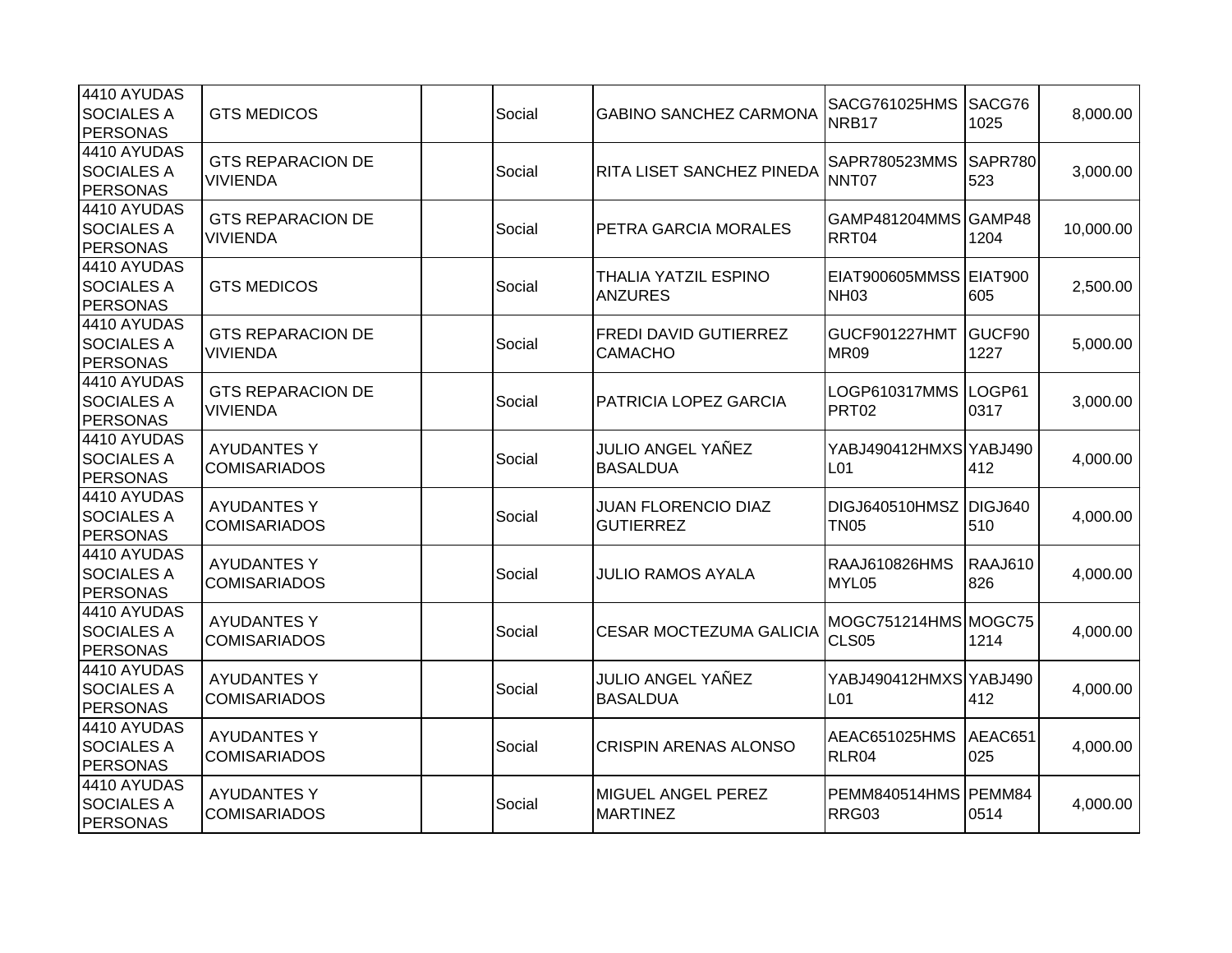| | | | | | | | |
|---|---|---|---|---|---|---|---|
| 4410 AYUDAS SOCIALES A PERSONAS | GTS MEDICOS | | Social | GABINO SANCHEZ CARMONA | SACG761025HMSNRB17 | SACG761025 | 8,000.00 |
| 4410 AYUDAS SOCIALES A PERSONAS | GTS REPARACION DE VIVIENDA | | Social | RITA LISET SANCHEZ PINEDA | SAPR780523MMSNNT07 | SAPR780523 | 3,000.00 |
| 4410 AYUDAS SOCIALES A PERSONAS | GTS REPARACION DE VIVIENDA | | Social | PETRA GARCIA MORALES | GAMP481204MMSRRT04 | GAMP481204 | 10,000.00 |
| 4410 AYUDAS SOCIALES A PERSONAS | GTS MEDICOS | | Social | THALIA YATZIL ESPINO ANZURES | EIAT900605MMSSNH03 | EIAT900605 | 2,500.00 |
| 4410 AYUDAS SOCIALES A PERSONAS | GTS REPARACION DE VIVIENDA | | Social | FREDI DAVID GUTIERREZ CAMACHO | GUCF901227HMTMR09 | GUCF901227 | 5,000.00 |
| 4410 AYUDAS SOCIALES A PERSONAS | GTS REPARACION DE VIVIENDA | | Social | PATRICIA LOPEZ GARCIA | LOGP610317MMSPRT02 | LOGP610317 | 3,000.00 |
| 4410 AYUDAS SOCIALES A PERSONAS | AYUDANTES Y COMISARIADOS | | Social | JULIO ANGEL YAÑEZ BASALDUA | YABJ490412HMXSL01 | YABJ490412 | 4,000.00 |
| 4410 AYUDAS SOCIALES A PERSONAS | AYUDANTES Y COMISARIADOS | | Social | JUAN FLORENCIO DIAZ GUTIERREZ | DIGJ640510HMSZTN05 | DIGJ640510 | 4,000.00 |
| 4410 AYUDAS SOCIALES A PERSONAS | AYUDANTES Y COMISARIADOS | | Social | JULIO RAMOS AYALA | RAAJ610826HMSMYL05 | RAAJ610826 | 4,000.00 |
| 4410 AYUDAS SOCIALES A PERSONAS | AYUDANTES Y COMISARIADOS | | Social | CESAR MOCTEZUMA GALICIA | MOGC751214HMSCLS05 | MOGC751214 | 4,000.00 |
| 4410 AYUDAS SOCIALES A PERSONAS | AYUDANTES Y COMISARIADOS | | Social | JULIO ANGEL YAÑEZ BASALDUA | YABJ490412HMXSL01 | YABJ490412 | 4,000.00 |
| 4410 AYUDAS SOCIALES A PERSONAS | AYUDANTES Y COMISARIADOS | | Social | CRISPIN ARENAS ALONSO | AEAC651025HMSRLR04 | AEAC651025 | 4,000.00 |
| 4410 AYUDAS SOCIALES A PERSONAS | AYUDANTES Y COMISARIADOS | | Social | MIGUEL ANGEL PEREZ MARTINEZ | PEMM840514HMSRRG03 | PEMM840514 | 4,000.00 |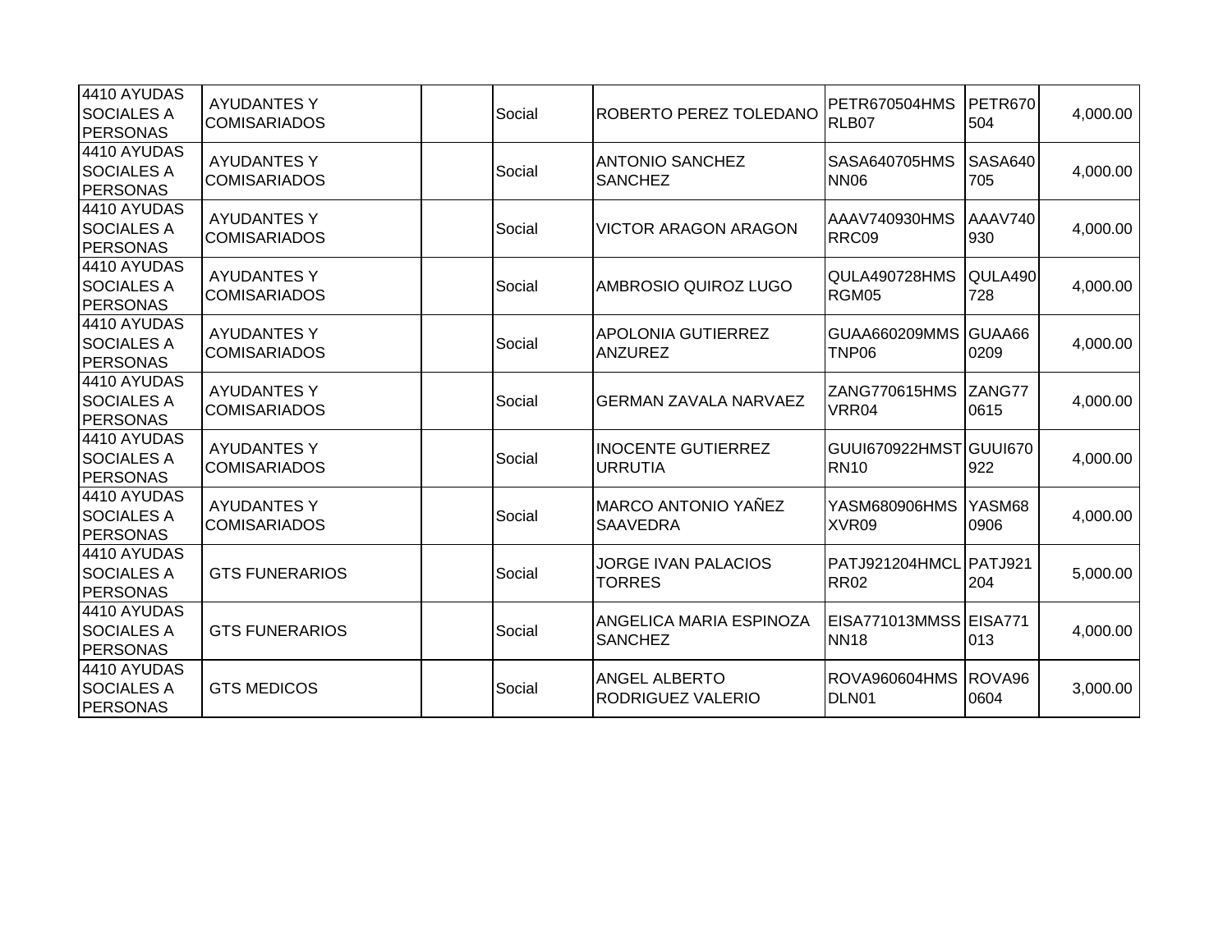| | | | | | | | |
|---|---|---|---|---|---|---|---|
| 4410 AYUDAS SOCIALES A PERSONAS | AYUDANTES Y COMISARIADOS | | Social | ROBERTO PEREZ TOLEDANO | PETR670504HMSRLB07 | PETR670504 | 4,000.00 |
| 4410 AYUDAS SOCIALES A PERSONAS | AYUDANTES Y COMISARIADOS | | Social | ANTONIO SANCHEZ SANCHEZ | SASA640705HMSNN06 | SASA640705 | 4,000.00 |
| 4410 AYUDAS SOCIALES A PERSONAS | AYUDANTES Y COMISARIADOS | | Social | VICTOR ARAGON ARAGON | AAAV740930HMSRRC09 | AAAV740930 | 4,000.00 |
| 4410 AYUDAS SOCIALES A PERSONAS | AYUDANTES Y COMISARIADOS | | Social | AMBROSIO QUIROZ LUGO | QULA490728HMSRGM05 | QULA490728 | 4,000.00 |
| 4410 AYUDAS SOCIALES A PERSONAS | AYUDANTES Y COMISARIADOS | | Social | APOLONIA GUTIERREZ ANZUREZ | GUAA660209MMSTNP06 | GUAA660209 | 4,000.00 |
| 4410 AYUDAS SOCIALES A PERSONAS | AYUDANTES Y COMISARIADOS | | Social | GERMAN ZAVALA NARVAEZ | ZANG770615HMSVRR04 | ZANG770615 | 4,000.00 |
| 4410 AYUDAS SOCIALES A PERSONAS | AYUDANTES Y COMISARIADOS | | Social | INOCENTE GUTIERREZ URRUTIA | GUUI670922HMSTRN10 | GUUI670922 | 4,000.00 |
| 4410 AYUDAS SOCIALES A PERSONAS | AYUDANTES Y COMISARIADOS | | Social | MARCO ANTONIO YAÑEZ SAAVEDRA | YASM680906HMSXVR09 | YASM680906 | 4,000.00 |
| 4410 AYUDAS SOCIALES A PERSONAS | GTS FUNERARIOS | | Social | JORGE IVAN PALACIOS TORRES | PATJ921204HMCLRR02 | PATJ921204 | 5,000.00 |
| 4410 AYUDAS SOCIALES A PERSONAS | GTS FUNERARIOS | | Social | ANGELICA MARIA ESPINOZA SANCHEZ | EISA771013MMSSNN18 | EISA771013 | 4,000.00 |
| 4410 AYUDAS SOCIALES A PERSONAS | GTS MEDICOS | | Social | ANGEL ALBERTO RODRIGUEZ VALERIO | ROVA960604HMSDLN01 | ROVA960604 | 3,000.00 |